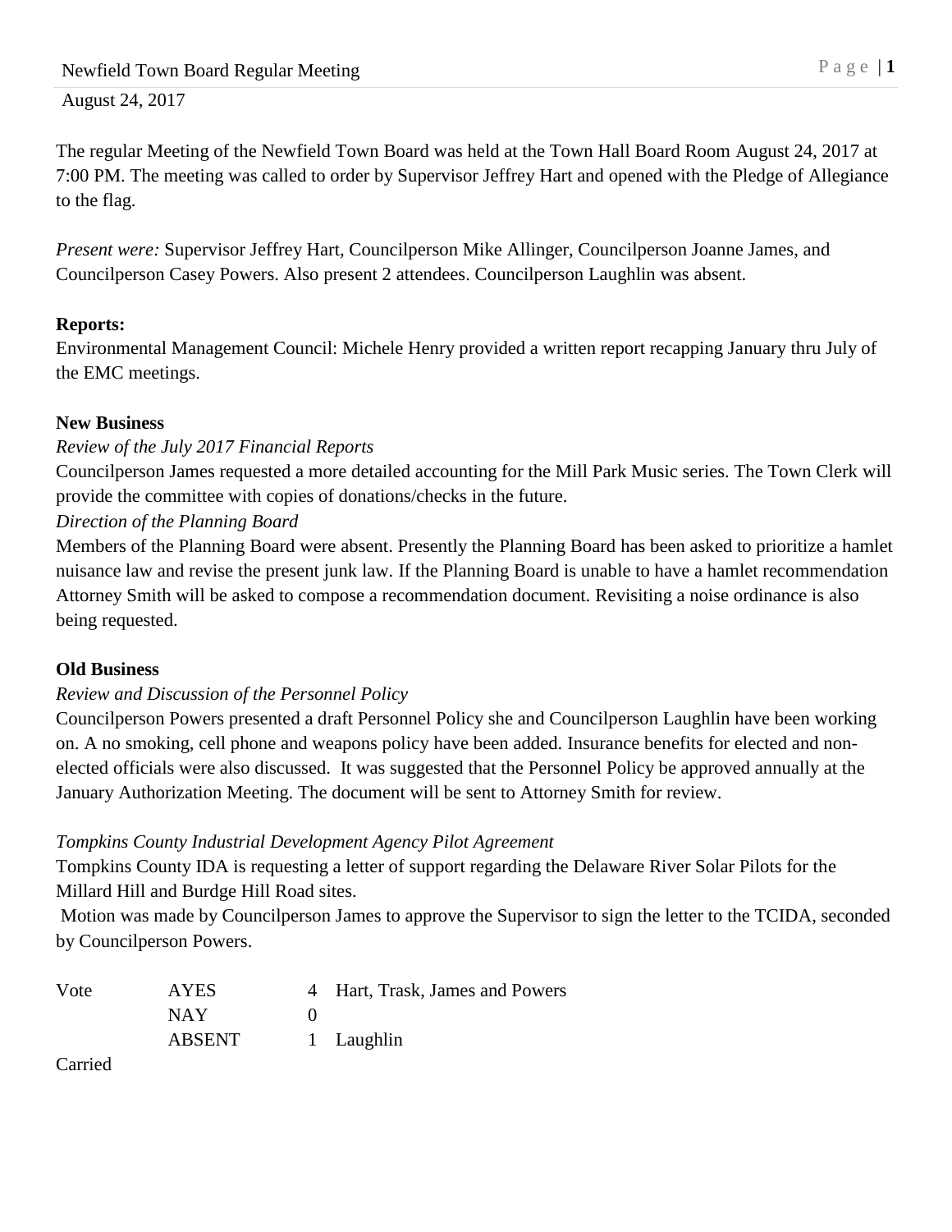The regular Meeting of the Newfield Town Board was held at the Town Hall Board Room August 24, 2017 at 7:00 PM. The meeting was called to order by Supervisor Jeffrey Hart and opened with the Pledge of Allegiance to the flag.

*Present were:* Supervisor Jeffrey Hart, Councilperson Mike Allinger, Councilperson Joanne James, and Councilperson Casey Powers. Also present 2 attendees. Councilperson Laughlin was absent.

**Reports:**

Environmental Management Council: Michele Henry provided a written report recapping January thru July of the EMC meetings.

**New Business**

*Review of the July 2017 Financial Reports*

Councilperson James requested a more detailed accounting for the Mill Park Music series. The Town Clerk will provide the committee with copies of donations/checks in the future.

*Direction of the Planning Board*

Members of the Planning Board were absent. Presently the Planning Board has been asked to prioritize a hamlet nuisance law and revise the present junk law. If the Planning Board is unable to have a hamlet recommendation Attorney Smith will be asked to compose a recommendation document. Revisiting a noise ordinance is also being requested.

**Old Business**

*Review and Discussion of the Personnel Policy*

Councilperson Powers presented a draft Personnel Policy she and Councilperson Laughlin have been working on. A no smoking, cell phone and weapons policy have been added. Insurance benefits for elected and non-elected officials were also discussed. It was suggested that the Personnel Policy be approved annually at the January Authorization Meeting. The document will be sent to Attorney Smith for review.

*Tompkins County Industrial Development Agency Pilot Agreement*

Tompkins County IDA is requesting a letter of support regarding the Delaware River Solar Pilots for the Millard Hill and Burdge Hill Road sites.

Motion was made by Councilperson James to approve the Supervisor to sign the letter to the TCIDA, seconded by Councilperson Powers.

| | | | |
|---|---|---|---|
| Vote | AYES | 4 | Hart, Trask, James and Powers |
| | NAY | 0 | |
| | ABSENT | 1 | Laughlin |

Carried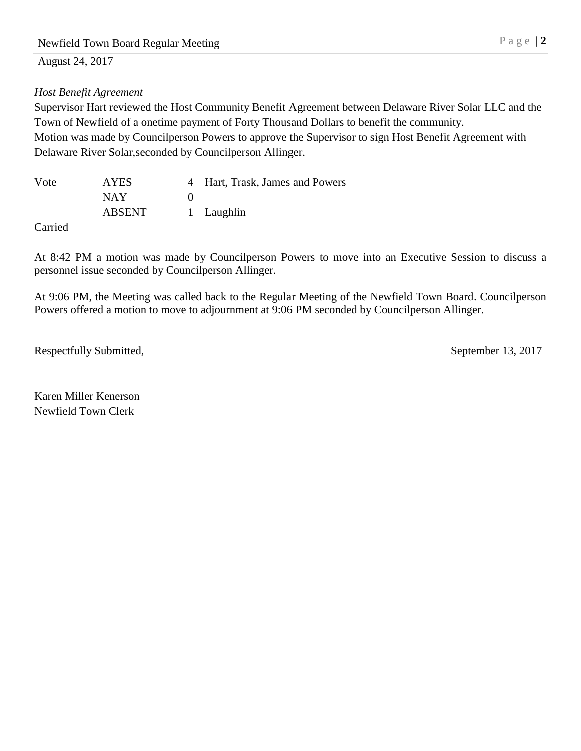*Host Benefit Agreement*

Supervisor Hart reviewed the Host Community Benefit Agreement between Delaware River Solar LLC and the Town of Newfield of a onetime payment of Forty Thousand Dollars to benefit the community.
Motion was made by Councilperson Powers to approve the Supervisor to sign Host Benefit Agreement with Delaware River Solar,seconded by Councilperson Allinger.

| | | | |
|---|---|---|---|
| Vote | AYES | 4 | Hart, Trask, James and Powers |
| | NAY | 0 | |
| | ABSENT | 1 | Laughlin |

Carried

At 8:42 PM a motion was made by Councilperson Powers to move into an Executive Session to discuss a personnel issue seconded by Councilperson Allinger.

At 9:06 PM, the Meeting was called back to the Regular Meeting of the Newfield Town Board. Councilperson Powers offered a motion to move to adjournment at 9:06 PM seconded by Councilperson Allinger.

Respectfully Submitted, September 13, 2017

Karen Miller Kenerson
Newfield Town Clerk